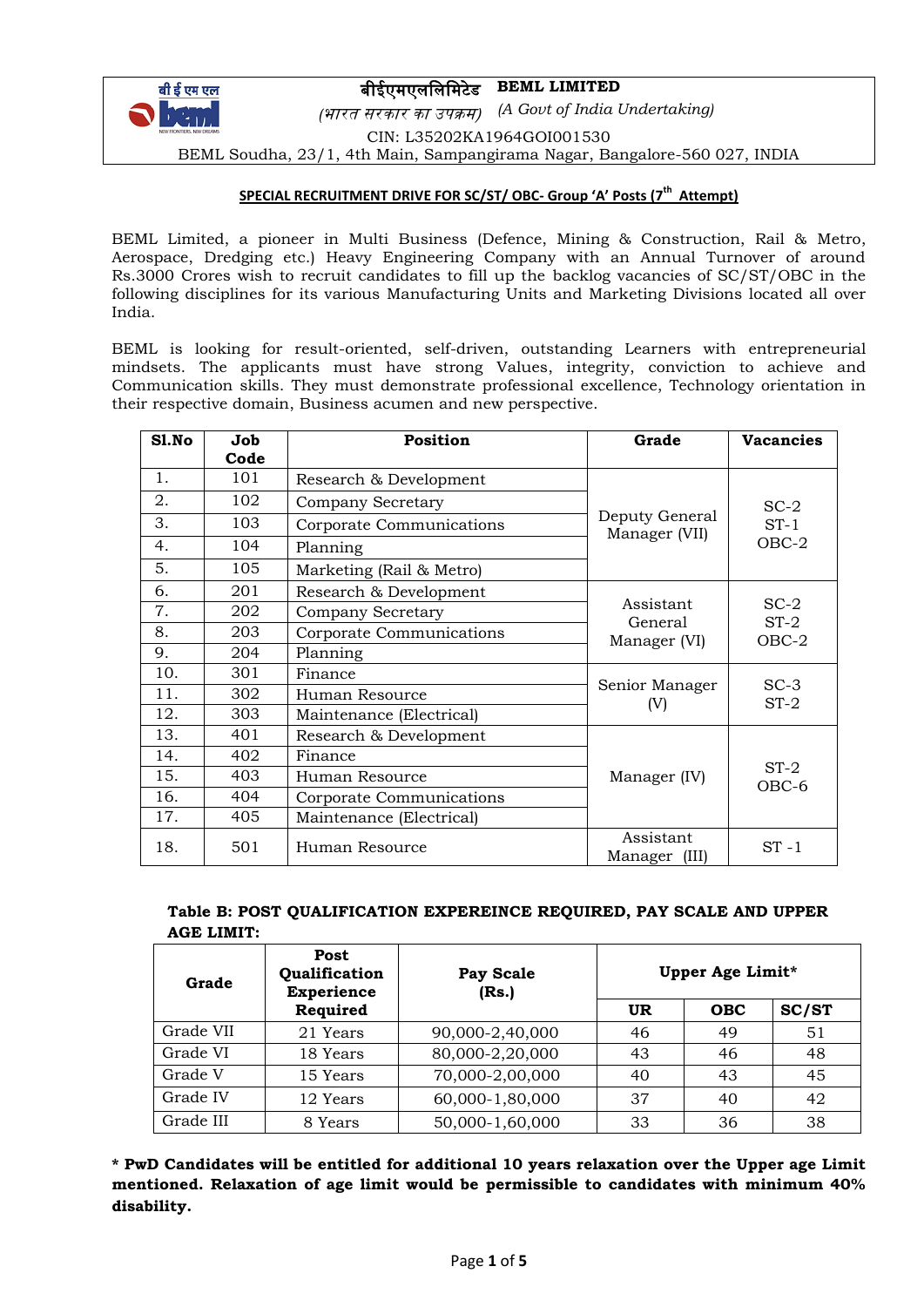बीईएमएललिमिटेड **BEML LIMITED**

(भारत सरकार का उपक्रम) *(A Govt of India Undertaking)*

CIN: L35202KA1964GOI001530

BEML Soudha, 23/1, 4th Main, Sampangirama Nagar, Bangalore-560 027, INDIA

## SPECIAL RECRUITMENT DRIVE FOR SC/ST/ OBC- Group 'A' Posts (7th Attempt)

BEML Limited, a pioneer in Multi Business (Defence, Mining & Construction, Rail & Metro, Aerospace, Dredging etc.) Heavy Engineering Company with an Annual Turnover of around Rs.3000 Crores wish to recruit candidates to fill up the backlog vacancies of SC/ST/OBC in the following disciplines for its various Manufacturing Units and Marketing Divisions located all over India.

BEML is looking for result-oriented, self-driven, outstanding Learners with entrepreneurial mindsets. The applicants must have strong Values, integrity, conviction to achieve and Communication skills. They must demonstrate professional excellence, Technology orientation in their respective domain, Business acumen and new perspective.

| Sl.No | Job Code | Position | Grade | Vacancies |
|---|---|---|---|---|
| 1. | 101 | Research & Development | Deputy General Manager (VII) | SC-2 ST-1 OBC-2 |
| 2. | 102 | Company Secretary | | |
| 3. | 103 | Corporate Communications | | |
| 4. | 104 | Planning | | |
| 5. | 105 | Marketing (Rail & Metro) | | |
| 6. | 201 | Research & Development | Assistant General Manager (VI) | SC-2 ST-2 OBC-2 |
| 7. | 202 | Company Secretary | | |
| 8. | 203 | Corporate Communications | | |
| 9. | 204 | Planning | | |
| 10. | 301 | Finance | Senior Manager (V) | SC-3 ST-2 |
| 11. | 302 | Human Resource | | |
| 12. | 303 | Maintenance (Electrical) | | |
| 13. | 401 | Research & Development | Manager (IV) | ST-2 OBC-6 |
| 14. | 402 | Finance | | |
| 15. | 403 | Human Resource | | |
| 16. | 404 | Corporate Communications | | |
| 17. | 405 | Maintenance (Electrical) | | |
| 18. | 501 | Human Resource | Assistant Manager (III) | ST -1 |

**Table B: POST QUALIFICATION EXPEREINCE REQUIRED, PAY SCALE AND UPPER AGE LIMIT:**

| Grade | Post Qualification Experience Required | Pay Scale (Rs.) | Upper Age Limit* | | |
|---|---|---|---|---|---|
| | | | UR | OBC | SC/ST |
| Grade VII | 21 Years | 90,000-2,40,000 | 46 | 49 | 51 |
| Grade VI | 18 Years | 80,000-2,20,000 | 43 | 46 | 48 |
| Grade V | 15 Years | 70,000-2,00,000 | 40 | 43 | 45 |
| Grade IV | 12 Years | 60,000-1,80,000 | 37 | 40 | 42 |
| Grade III | 8 Years | 50,000-1,60,000 | 33 | 36 | 38 |

**\* PwD Candidates will be entitled for additional 10 years relaxation over the Upper age Limit mentioned. Relaxation of age limit would be permissible to candidates with minimum 40% disability.**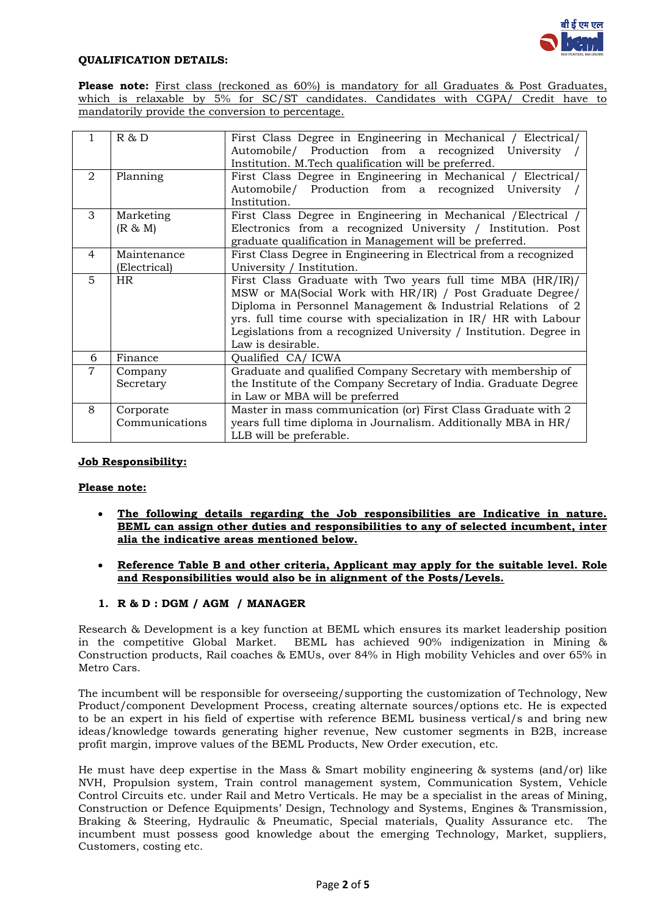**QUALIFICATION DETAILS:**

**Please note:** First class (reckoned as 60%) is mandatory for all Graduates & Post Graduates, which is relaxable by 5% for SC/ST candidates. Candidates with CGPA/ Credit have to mandatorily provide the conversion to percentage.

| | | |
|---|---|---|
| 1 | R & D | First Class Degree in Engineering in Mechanical / Electrical/ Automobile/ Production from a recognized University / Institution. M.Tech qualification will be preferred. |
| 2 | Planning | First Class Degree in Engineering in Mechanical / Electrical/ Automobile/ Production from a recognized University / Institution. |
| 3 | Marketing (R & M) | First Class Degree in Engineering in Mechanical /Electrical / Electronics from a recognized University / Institution. Post graduate qualification in Management will be preferred. |
| 4 | Maintenance (Electrical) | First Class Degree in Engineering in Electrical from a recognized University / Institution. |
| 5 | HR | First Class Graduate with Two years full time MBA (HR/IR)/ MSW or MA(Social Work with HR/IR) / Post Graduate Degree/ Diploma in Personnel Management & Industrial Relations of 2 yrs. full time course with specialization in IR/ HR with Labour Legislations from a recognized University / Institution. Degree in Law is desirable. |
| 6 | Finance | Qualified CA/ ICWA |
| 7 | Company Secretary | Graduate and qualified Company Secretary with membership of the Institute of the Company Secretary of India. Graduate Degree in Law or MBA will be preferred |
| 8 | Corporate Communications | Master in mass communication (or) First Class Graduate with 2 years full time diploma in Journalism. Additionally MBA in HR/ LLB will be preferable. |

**Job Responsibility:**

**Please note:**

- **The following details regarding the Job responsibilities are Indicative in nature. BEML can assign other duties and responsibilities to any of selected incumbent, inter alia the indicative areas mentioned below.**
- **Reference Table B and other criteria, Applicant may apply for the suitable level. Role and Responsibilities would also be in alignment of the Posts/Levels.**

### 1. R & D : DGM / AGM / MANAGER

Research & Development is a key function at BEML which ensures its market leadership position in the competitive Global Market. BEML has achieved 90% indigenization in Mining & Construction products, Rail coaches & EMUs, over 84% in High mobility Vehicles and over 65% in Metro Cars.

The incumbent will be responsible for overseeing/supporting the customization of Technology, New Product/component Development Process, creating alternate sources/options etc. He is expected to be an expert in his field of expertise with reference BEML business vertical/s and bring new ideas/knowledge towards generating higher revenue, New customer segments in B2B, increase profit margin, improve values of the BEML Products, New Order execution, etc.

He must have deep expertise in the Mass & Smart mobility engineering & systems (and/or) like NVH, Propulsion system, Train control management system, Communication System, Vehicle Control Circuits etc. under Rail and Metro Verticals. He may be a specialist in the areas of Mining, Construction or Defence Equipments' Design, Technology and Systems, Engines & Transmission, Braking & Steering, Hydraulic & Pneumatic, Special materials, Quality Assurance etc. The incumbent must possess good knowledge about the emerging Technology, Market, suppliers, Customers, costing etc.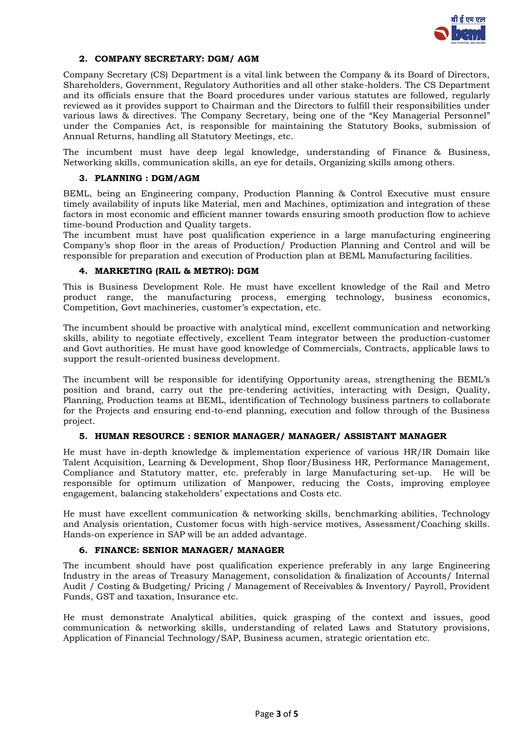## 2. COMPANY SECRETARY: DGM/ AGM

Company Secretary (CS) Department is a vital link between the Company & its Board of Directors, Shareholders, Government, Regulatory Authorities and all other stake-holders. The CS Department and its officials ensure that the Board procedures under various statutes are followed, regularly reviewed as it provides support to Chairman and the Directors to fulfill their responsibilities under various laws & directives. The Company Secretary, being one of the "Key Managerial Personnel" under the Companies Act, is responsible for maintaining the Statutory Books, submission of Annual Returns, handling all Statutory Meetings, etc.

The incumbent must have deep legal knowledge, understanding of Finance & Business, Networking skills, communication skills, an eye for details, Organizing skills among others.

## 3. PLANNING : DGM/AGM

BEML, being an Engineering company, Production Planning & Control Executive must ensure timely availability of inputs like Material, men and Machines, optimization and integration of these factors in most economic and efficient manner towards ensuring smooth production flow to achieve time-bound Production and Quality targets.

The incumbent must have post qualification experience in a large manufacturing engineering Company's shop floor in the areas of Production/ Production Planning and Control and will be responsible for preparation and execution of Production plan at BEML Manufacturing facilities.

## 4. MARKETING (RAIL & METRO): DGM

This is Business Development Role. He must have excellent knowledge of the Rail and Metro product range, the manufacturing process, emerging technology, business economics, Competition, Govt machineries, customer's expectation, etc.

The incumbent should be proactive with analytical mind, excellent communication and networking skills, ability to negotiate effectively, excellent Team integrator between the production-customer and Govt authorities. He must have good knowledge of Commercials, Contracts, applicable laws to support the result-oriented business development.

The incumbent will be responsible for identifying Opportunity areas, strengthening the BEML's position and brand, carry out the pre-tendering activities, interacting with Design, Quality, Planning, Production teams at BEML, identification of Technology business partners to collaborate for the Projects and ensuring end-to-end planning, execution and follow through of the Business project.

## 5. HUMAN RESOURCE : SENIOR MANAGER/ MANAGER/ ASSISTANT MANAGER

He must have in-depth knowledge & implementation experience of various HR/IR Domain like Talent Acquisition, Learning & Development, Shop floor/Business HR, Performance Management, Compliance and Statutory matter, etc. preferably in large Manufacturing set-up. He will be responsible for optimum utilization of Manpower, reducing the Costs, improving employee engagement, balancing stakeholders' expectations and Costs etc.

He must have excellent communication & networking skills, benchmarking abilities, Technology and Analysis orientation, Customer focus with high-service motives, Assessment/Coaching skills. Hands-on experience in SAP will be an added advantage.

## 6. FINANCE: SENIOR MANAGER/ MANAGER

The incumbent should have post qualification experience preferably in any large Engineering Industry in the areas of Treasury Management, consolidation & finalization of Accounts/ Internal Audit / Costing & Budgeting/ Pricing / Management of Receivables & Inventory/ Payroll, Provident Funds, GST and taxation, Insurance etc.

He must demonstrate Analytical abilities, quick grasping of the context and issues, good communication & networking skills, understanding of related Laws and Statutory provisions, Application of Financial Technology/SAP, Business acumen, strategic orientation etc.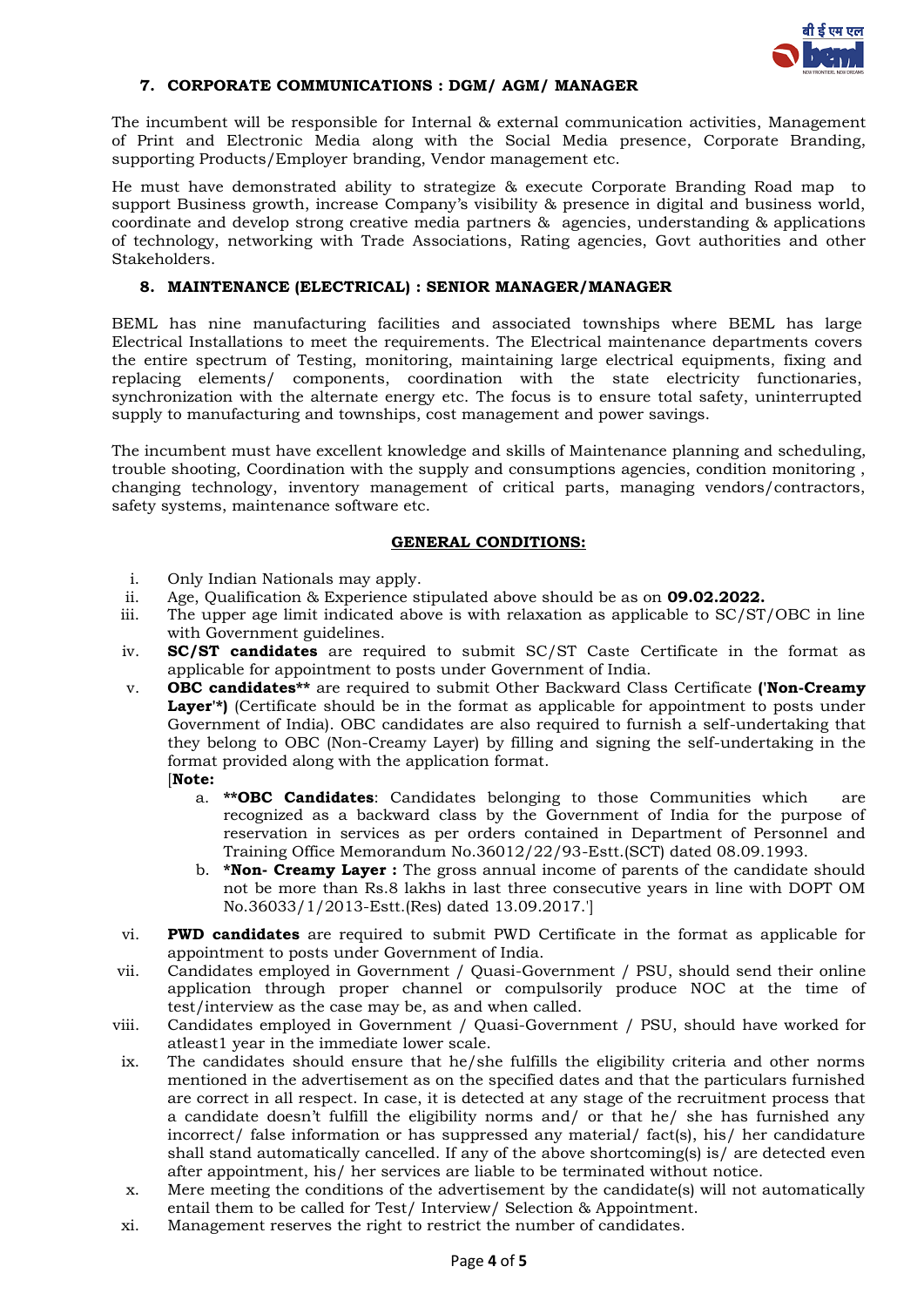### 7. CORPORATE COMMUNICATIONS : DGM/ AGM/ MANAGER

The incumbent will be responsible for Internal & external communication activities, Management of Print and Electronic Media along with the Social Media presence, Corporate Branding, supporting Products/Employer branding, Vendor management etc.

He must have demonstrated ability to strategize & execute Corporate Branding Road map to support Business growth, increase Company's visibility & presence in digital and business world, coordinate and develop strong creative media partners & agencies, understanding & applications of technology, networking with Trade Associations, Rating agencies, Govt authorities and other Stakeholders.

### 8. MAINTENANCE (ELECTRICAL) : SENIOR MANAGER/MANAGER

BEML has nine manufacturing facilities and associated townships where BEML has large Electrical Installations to meet the requirements. The Electrical maintenance departments covers the entire spectrum of Testing, monitoring, maintaining large electrical equipments, fixing and replacing elements/ components, coordination with the state electricity functionaries, synchronization with the alternate energy etc. The focus is to ensure total safety, uninterrupted supply to manufacturing and townships, cost management and power savings.

The incumbent must have excellent knowledge and skills of Maintenance planning and scheduling, trouble shooting, Coordination with the supply and consumptions agencies, condition monitoring , changing technology, inventory management of critical parts, managing vendors/contractors, safety systems, maintenance software etc.

## GENERAL CONDITIONS:

i. Only Indian Nationals may apply.

ii. Age, Qualification & Experience stipulated above should be as on **09.02.2022.**

iii. The upper age limit indicated above is with relaxation as applicable to SC/ST/OBC in line with Government guidelines.

iv. **SC/ST candidates** are required to submit SC/ST Caste Certificate in the format as applicable for appointment to posts under Government of India.

v. **OBC candidates**** are required to submit Other Backward Class Certificate **('Non-Creamy Layer'*)** (Certificate should be in the format as applicable for appointment to posts under Government of India). OBC candidates are also required to furnish a self-undertaking that they belong to OBC (Non-Creamy Layer) by filling and signing the self-undertaking in the format provided along with the application format.

[**Note:**

a. ****OBC Candidates**: Candidates belonging to those Communities which are recognized as a backward class by the Government of India for the purpose of reservation in services as per orders contained in Department of Personnel and Training Office Memorandum No.36012/22/93-Estt.(SCT) dated 08.09.1993.

b. ***Non- Creamy Layer :** The gross annual income of parents of the candidate should not be more than Rs.8 lakhs in last three consecutive years in line with DOPT OM No.36033/1/2013-Estt.(Res) dated 13.09.2017.']

vi. **PWD candidates** are required to submit PWD Certificate in the format as applicable for appointment to posts under Government of India.

vii. Candidates employed in Government / Quasi-Government / PSU, should send their online application through proper channel or compulsorily produce NOC at the time of test/interview as the case may be, as and when called.

viii. Candidates employed in Government / Quasi-Government / PSU, should have worked for atleast1 year in the immediate lower scale.

ix. The candidates should ensure that he/she fulfills the eligibility criteria and other norms mentioned in the advertisement as on the specified dates and that the particulars furnished are correct in all respect. In case, it is detected at any stage of the recruitment process that a candidate doesn't fulfill the eligibility norms and/ or that he/ she has furnished any incorrect/ false information or has suppressed any material/ fact(s), his/ her candidature shall stand automatically cancelled. If any of the above shortcoming(s) is/ are detected even after appointment, his/ her services are liable to be terminated without notice.

x. Mere meeting the conditions of the advertisement by the candidate(s) will not automatically entail them to be called for Test/ Interview/ Selection & Appointment.

xi. Management reserves the right to restrict the number of candidates.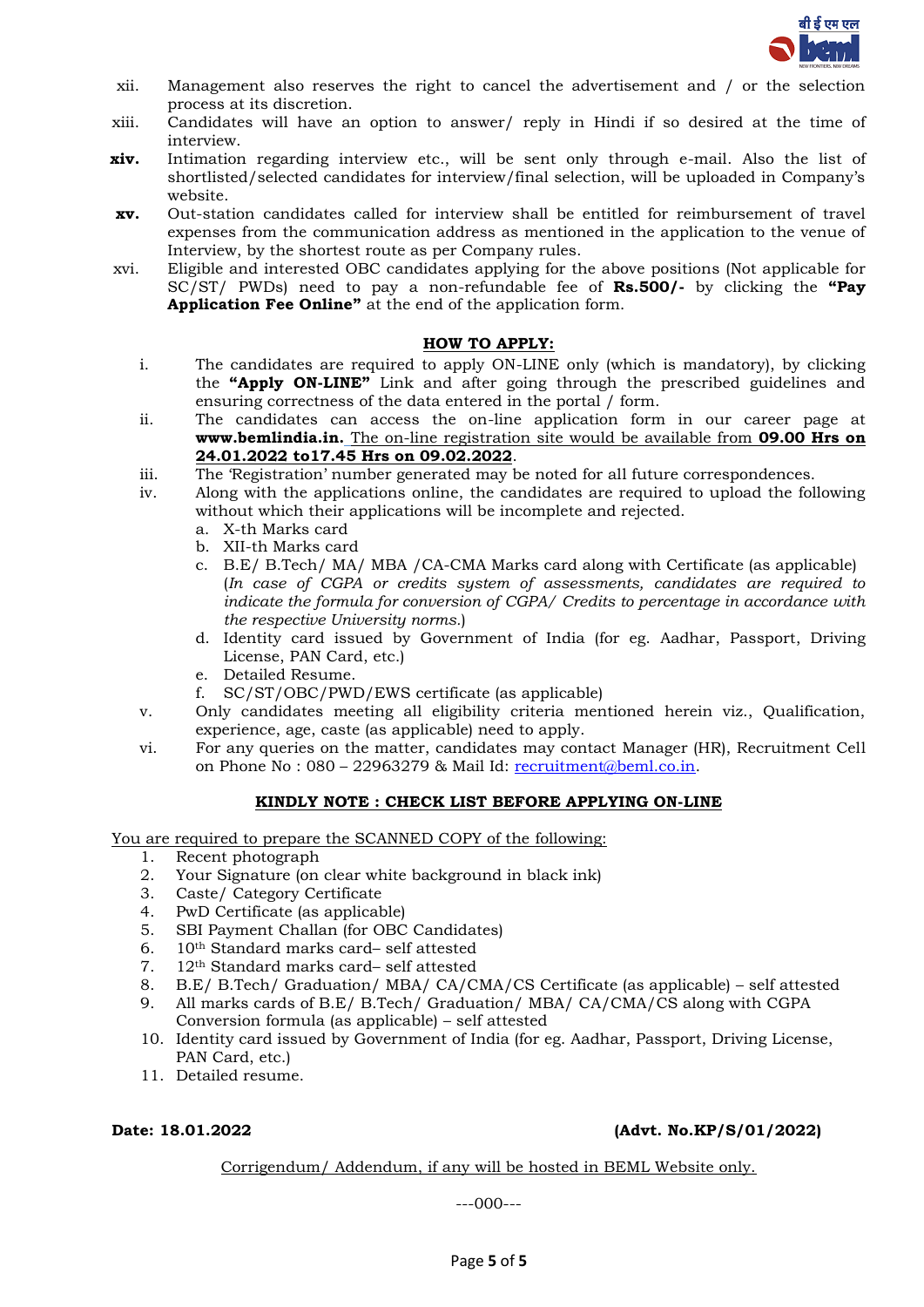xii. Management also reserves the right to cancel the advertisement and / or the selection process at its discretion.

xiii. Candidates will have an option to answer/ reply in Hindi if so desired at the time of interview.

**xiv.** Intimation regarding interview etc., will be sent only through e-mail. Also the list of shortlisted/selected candidates for interview/final selection, will be uploaded in Company's website.

**xv.** Out-station candidates called for interview shall be entitled for reimbursement of travel expenses from the communication address as mentioned in the application to the venue of Interview, by the shortest route as per Company rules.

xvi. Eligible and interested OBC candidates applying for the above positions (Not applicable for SC/ST/ PWDs) need to pay a non-refundable fee of **Rs.500/-** by clicking the **"Pay Application Fee Online"** at the end of the application form.

## <u>HOW TO APPLY:</u>

i. The candidates are required to apply ON-LINE only (which is mandatory), by clicking the **"Apply ON-LINE"** Link and after going through the prescribed guidelines and ensuring correctness of the data entered in the portal / form.

ii. The candidates can access the on-line application form in our career page at **www.bemlindia.in.** <u>The on-line registration site would be available from</u> **<u>09.00 Hrs on 24.01.2022 to17.45 Hrs on 09.02.2022</u>**.

iii. The 'Registration' number generated may be noted for all future correspondences.

iv. Along with the applications online, the candidates are required to upload the following without which their applications will be incomplete and rejected.
   a. X-th Marks card
   b. XII-th Marks card
   c. B.E/ B.Tech/ MA/ MBA /CA-CMA Marks card along with Certificate (as applicable) (*In case of CGPA or credits system of assessments, candidates are required to indicate the formula for conversion of CGPA/ Credits to percentage in accordance with the respective University norms.*)
   d. Identity card issued by Government of India (for eg. Aadhar, Passport, Driving License, PAN Card, etc.)
   e. Detailed Resume.
   f. SC/ST/OBC/PWD/EWS certificate (as applicable)

v. Only candidates meeting all eligibility criteria mentioned herein viz., Qualification, experience, age, caste (as applicable) need to apply.

vi. For any queries on the matter, candidates may contact Manager (HR), Recruitment Cell on Phone No : 080 – 22963279 & Mail Id: recruitment@beml.co.in.

## <u>KINDLY NOTE : CHECK LIST BEFORE APPLYING ON-LINE</u>

<u>You are required to prepare the SCANNED COPY of the following:</u>

1. Recent photograph
2. Your Signature (on clear white background in black ink)
3. Caste/ Category Certificate
4. PwD Certificate (as applicable)
5. SBI Payment Challan (for OBC Candidates)
6. 10th Standard marks card– self attested
7. 12th Standard marks card– self attested
8. B.E/ B.Tech/ Graduation/ MBA/ CA/CMA/CS Certificate (as applicable) – self attested
9. All marks cards of B.E/ B.Tech/ Graduation/ MBA/ CA/CMA/CS along with CGPA Conversion formula (as applicable) – self attested
10. Identity card issued by Government of India (for eg. Aadhar, Passport, Driving License, PAN Card, etc.)
11. Detailed resume.

**Date: 18.01.2022** **(Advt. No.KP/S/01/2022)**

<u>Corrigendum/ Addendum, if any will be hosted in BEML Website only.</u>

---000---